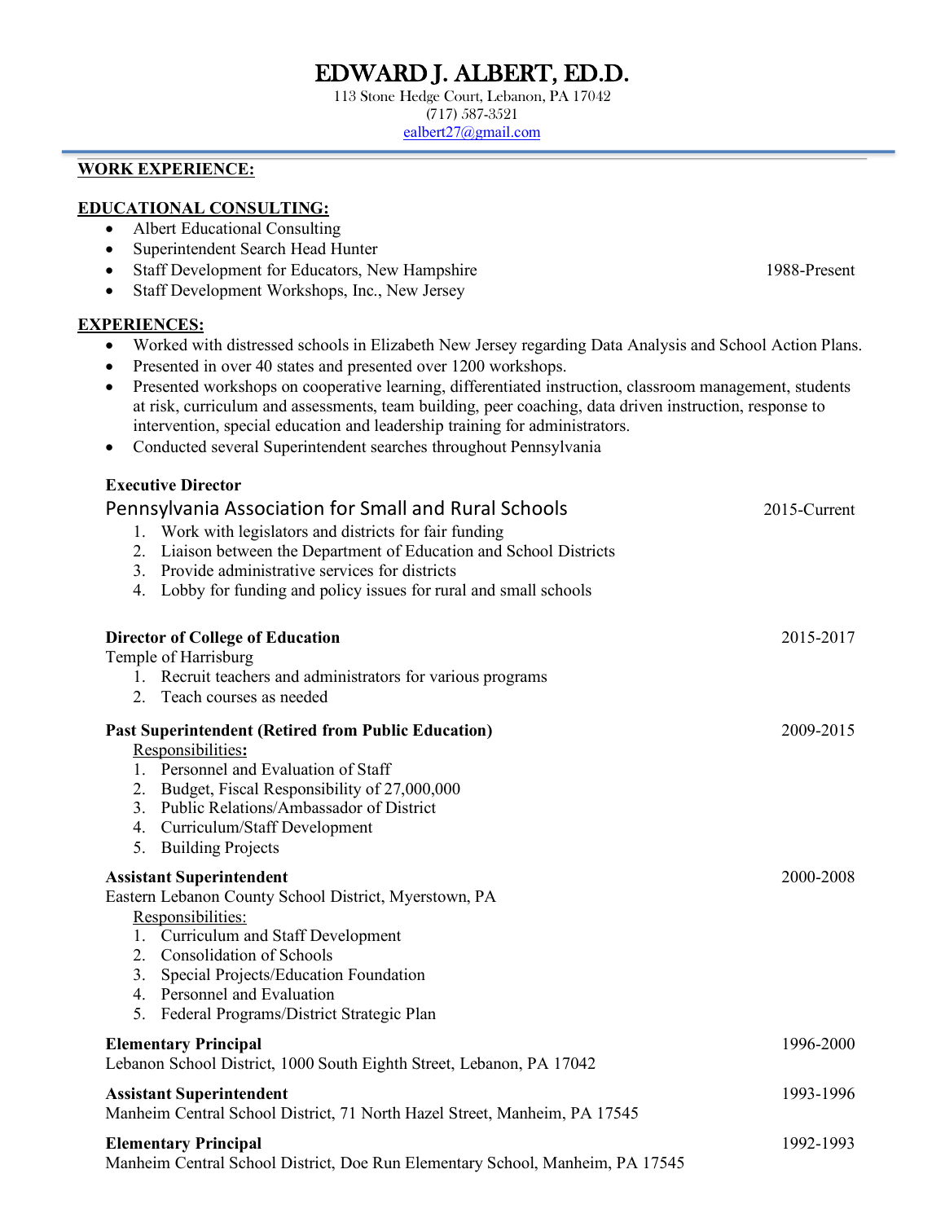# EDWARD J. ALBERT, ED.D.

113 Stone Hedge Court, Lebanon, PA 17042
(717) 587-3521
ealbert27@gmail.com

---

## WORK EXPERIENCE:

### EDUCATIONAL CONSULTING:

- Albert Educational Consulting
- Superintendent Search Head Hunter
- Staff Development for Educators, New Hampshire — 1988-Present
- Staff Development Workshops, Inc., New Jersey

### EXPERIENCES:

- Worked with distressed schools in Elizabeth New Jersey regarding Data Analysis and School Action Plans.
- Presented in over 40 states and presented over 1200 workshops.
- Presented workshops on cooperative learning, differentiated instruction, classroom management, students at risk, curriculum and assessments, team building, peer coaching, data driven instruction, response to intervention, special education and leadership training for administrators.
- Conducted several Superintendent searches throughout Pennsylvania

**Executive Director**
Pennsylvania Association for Small and Rural Schools — 2015-Current

1. Work with legislators and districts for fair funding
2. Liaison between the Department of Education and School Districts
3. Provide administrative services for districts
4. Lobby for funding and policy issues for rural and small schools

**Director of College of Education** — 2015-2017
Temple of Harrisburg

1. Recruit teachers and administrators for various programs
2. Teach courses as needed

**Past Superintendent (Retired from Public Education)** — 2009-2015

Responsibilities**:**

1. Personnel and Evaluation of Staff
2. Budget, Fiscal Responsibility of 27,000,000
3. Public Relations/Ambassador of District
4. Curriculum/Staff Development
5. Building Projects

**Assistant Superintendent** — 2000-2008
Eastern Lebanon County School District, Myerstown, PA

Responsibilities:

1. Curriculum and Staff Development
2. Consolidation of Schools
3. Special Projects/Education Foundation
4. Personnel and Evaluation
5. Federal Programs/District Strategic Plan

**Elementary Principal** — 1996-2000
Lebanon School District, 1000 South Eighth Street, Lebanon, PA 17042

**Assistant Superintendent** — 1993-1996
Manheim Central School District, 71 North Hazel Street, Manheim, PA 17545

**Elementary Principal** — 1992-1993
Manheim Central School District, Doe Run Elementary School, Manheim, PA 17545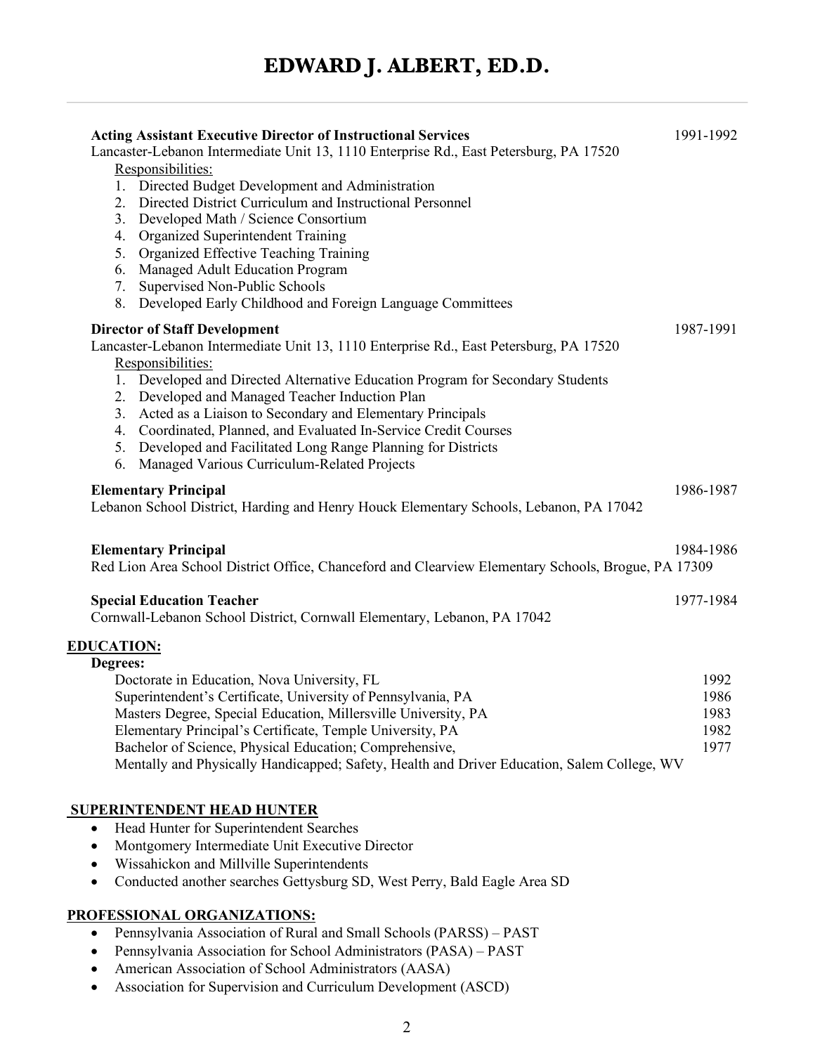# EDWARD J. ALBERT, ED.D.

**Acting Assistant Executive Director of Instructional Services** 1991-1992
Lancaster-Lebanon Intermediate Unit 13, 1110 Enterprise Rd., East Petersburg, PA 17520
Responsibilities:
1. Directed Budget Development and Administration
2. Directed District Curriculum and Instructional Personnel
3. Developed Math / Science Consortium
4. Organized Superintendent Training
5. Organized Effective Teaching Training
6. Managed Adult Education Program
7. Supervised Non-Public Schools
8. Developed Early Childhood and Foreign Language Committees

**Director of Staff Development** 1987-1991
Lancaster-Lebanon Intermediate Unit 13, 1110 Enterprise Rd., East Petersburg, PA 17520
Responsibilities:
1. Developed and Directed Alternative Education Program for Secondary Students
2. Developed and Managed Teacher Induction Plan
3. Acted as a Liaison to Secondary and Elementary Principals
4. Coordinated, Planned, and Evaluated In-Service Credit Courses
5. Developed and Facilitated Long Range Planning for Districts
6. Managed Various Curriculum-Related Projects

**Elementary Principal** 1986-1987
Lebanon School District, Harding and Henry Houck Elementary Schools, Lebanon, PA 17042

**Elementary Principal** 1984-1986
Red Lion Area School District Office, Chanceford and Clearview Elementary Schools, Brogue, PA 17309

**Special Education Teacher** 1977-1984
Cornwall-Lebanon School District, Cornwall Elementary, Lebanon, PA 17042

## EDUCATION:

**Degrees:**

Doctorate in Education, Nova University, FL 1992
Superintendent's Certificate, University of Pennsylvania, PA 1986
Masters Degree, Special Education, Millersville University, PA 1983
Elementary Principal's Certificate, Temple University, PA 1982
Bachelor of Science, Physical Education; Comprehensive, 1977
Mentally and Physically Handicapped; Safety, Health and Driver Education, Salem College, WV

## SUPERINTENDENT HEAD HUNTER

- Head Hunter for Superintendent Searches
- Montgomery Intermediate Unit Executive Director
- Wissahickon and Millville Superintendents
- Conducted another searches Gettysburg SD, West Perry, Bald Eagle Area SD

## PROFESSIONAL ORGANIZATIONS:

- Pennsylvania Association of Rural and Small Schools (PARSS) – PAST
- Pennsylvania Association for School Administrators (PASA) – PAST
- American Association of School Administrators (AASA)
- Association for Supervision and Curriculum Development (ASCD)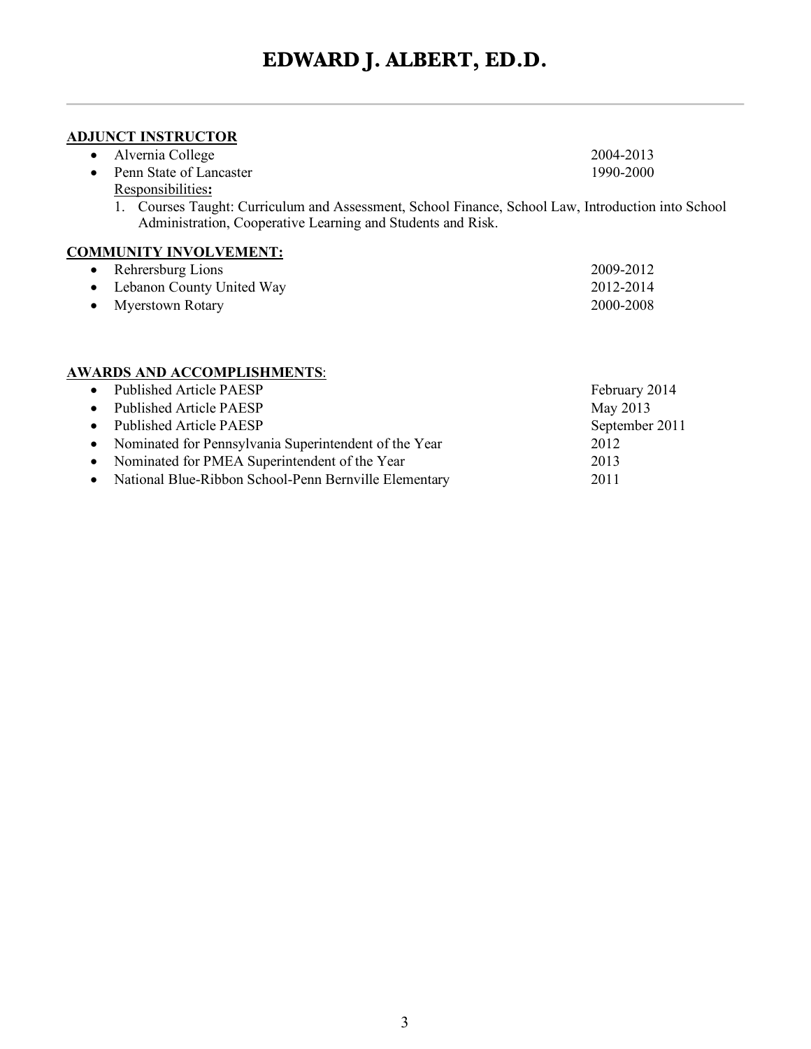# EDWARD J. ALBERT, ED.D.

---

**ADJUNCT INSTRUCTOR**

- Alvernia College 2004-2013
- Penn State of Lancaster 1990-2000

  Responsibilities**:**

  1. Courses Taught: Curriculum and Assessment, School Finance, School Law, Introduction into School Administration, Cooperative Learning and Students and Risk.

**COMMUNITY INVOLVEMENT:**

- Rehrersburg Lions 2009-2012
- Lebanon County United Way 2012-2014
- Myerstown Rotary 2000-2008

**AWARDS AND ACCOMPLISHMENTS**:

- Published Article PAESP February 2014
- Published Article PAESP May 2013
- Published Article PAESP September 2011
- Nominated for Pennsylvania Superintendent of the Year 2012
- Nominated for PMEA Superintendent of the Year 2013
- National Blue-Ribbon School-Penn Bernville Elementary 2011